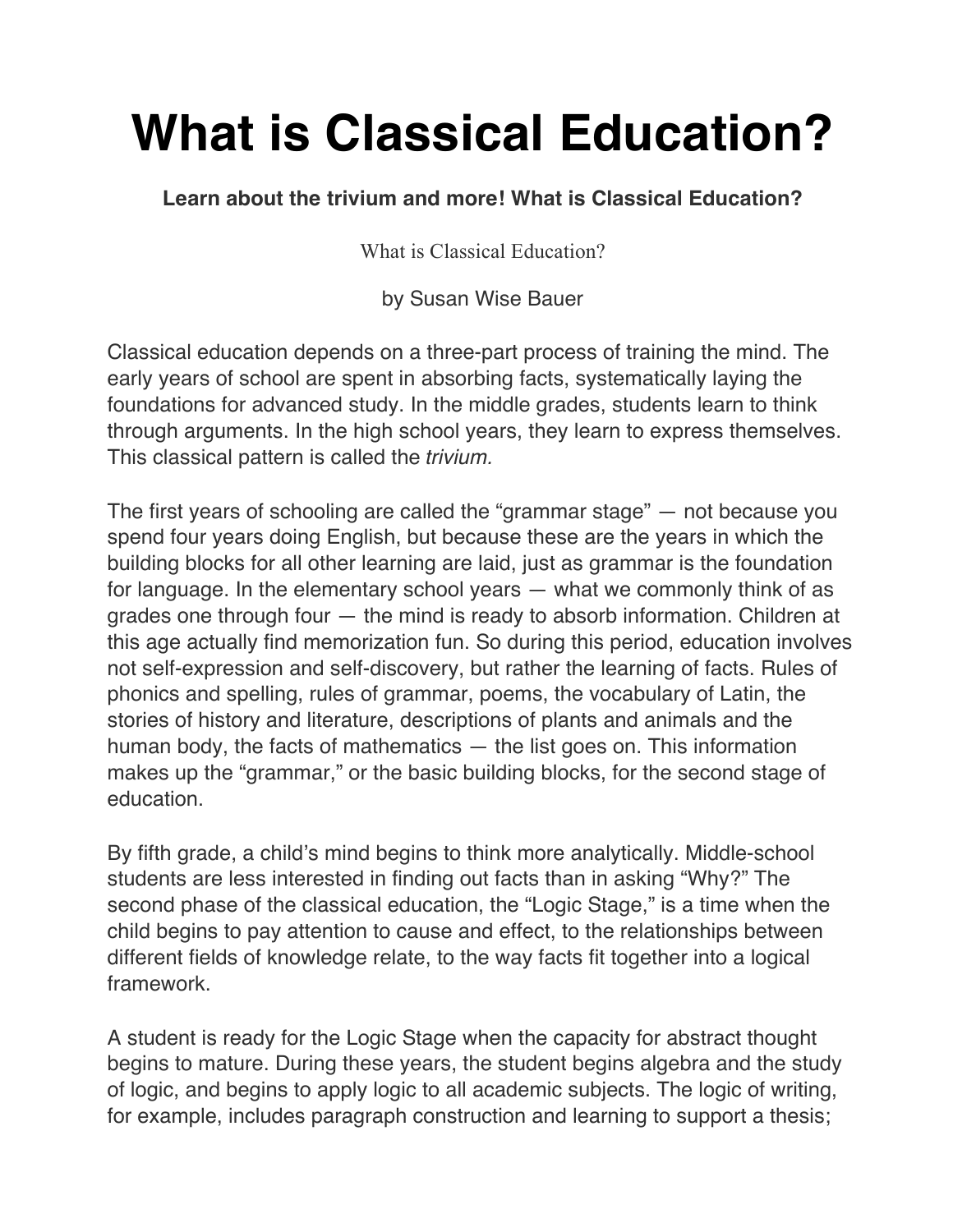# What is Classical Education?

**Learn about the trivium and more! What is Classical Education?**

What is Classical Education?

by Susan Wise Bauer

Classical education depends on a three-part process of training the mind. The early years of school are spent in absorbing facts, systematically laying the foundations for advanced study. In the middle grades, students learn to think through arguments. In the high school years, they learn to express themselves. This classical pattern is called the *trivium.*

The first years of schooling are called the "grammar stage" — not because you spend four years doing English, but because these are the years in which the building blocks for all other learning are laid, just as grammar is the foundation for language. In the elementary school years — what we commonly think of as grades one through four — the mind is ready to absorb information. Children at this age actually find memorization fun. So during this period, education involves not self-expression and self-discovery, but rather the learning of facts. Rules of phonics and spelling, rules of grammar, poems, the vocabulary of Latin, the stories of history and literature, descriptions of plants and animals and the human body, the facts of mathematics — the list goes on. This information makes up the "grammar," or the basic building blocks, for the second stage of education.

By fifth grade, a child's mind begins to think more analytically. Middle-school students are less interested in finding out facts than in asking "Why?" The second phase of the classical education, the "Logic Stage," is a time when the child begins to pay attention to cause and effect, to the relationships between different fields of knowledge relate, to the way facts fit together into a logical framework.

A student is ready for the Logic Stage when the capacity for abstract thought begins to mature. During these years, the student begins algebra and the study of logic, and begins to apply logic to all academic subjects. The logic of writing, for example, includes paragraph construction and learning to support a thesis;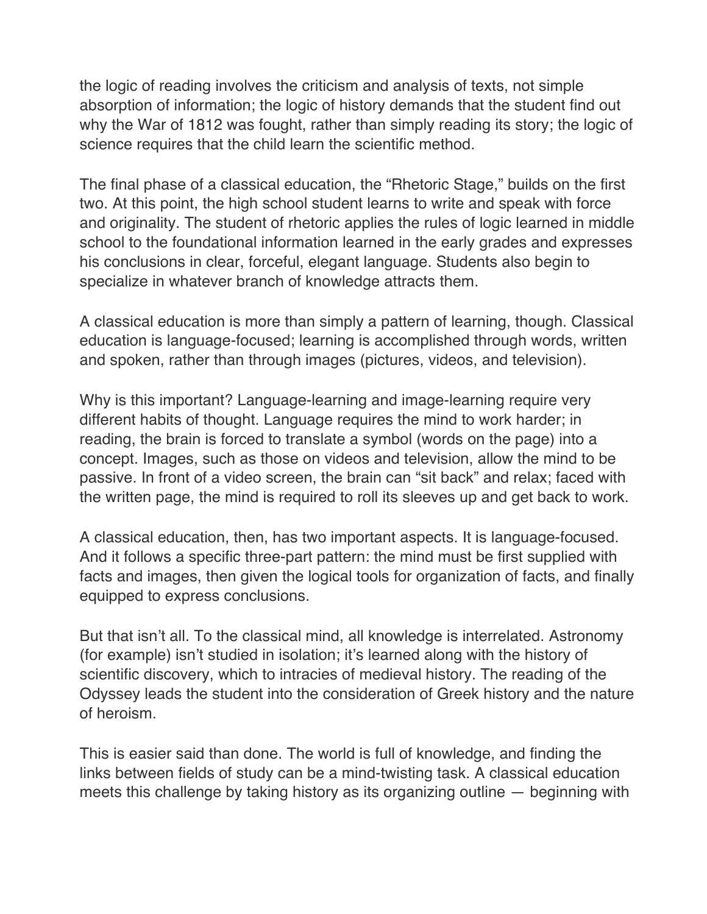the logic of reading involves the criticism and analysis of texts, not simple absorption of information; the logic of history demands that the student find out why the War of 1812 was fought, rather than simply reading its story; the logic of science requires that the child learn the scientific method.

The final phase of a classical education, the “Rhetoric Stage,” builds on the first two. At this point, the high school student learns to write and speak with force and originality. The student of rhetoric applies the rules of logic learned in middle school to the foundational information learned in the early grades and expresses his conclusions in clear, forceful, elegant language. Students also begin to specialize in whatever branch of knowledge attracts them.

A classical education is more than simply a pattern of learning, though. Classical education is language-focused; learning is accomplished through words, written and spoken, rather than through images (pictures, videos, and television).

Why is this important? Language-learning and image-learning require very different habits of thought. Language requires the mind to work harder; in reading, the brain is forced to translate a symbol (words on the page) into a concept. Images, such as those on videos and television, allow the mind to be passive. In front of a video screen, the brain can “sit back” and relax; faced with the written page, the mind is required to roll its sleeves up and get back to work.

A classical education, then, has two important aspects. It is language-focused. And it follows a specific three-part pattern: the mind must be first supplied with facts and images, then given the logical tools for organization of facts, and finally equipped to express conclusions.

But that isn’t all. To the classical mind, all knowledge is interrelated. Astronomy (for example) isn’t studied in isolation; it’s learned along with the history of scientific discovery, which to intracies of medieval history. The reading of the Odyssey leads the student into the consideration of Greek history and the nature of heroism.

This is easier said than done. The world is full of knowledge, and finding the links between fields of study can be a mind-twisting task. A classical education meets this challenge by taking history as its organizing outline — beginning with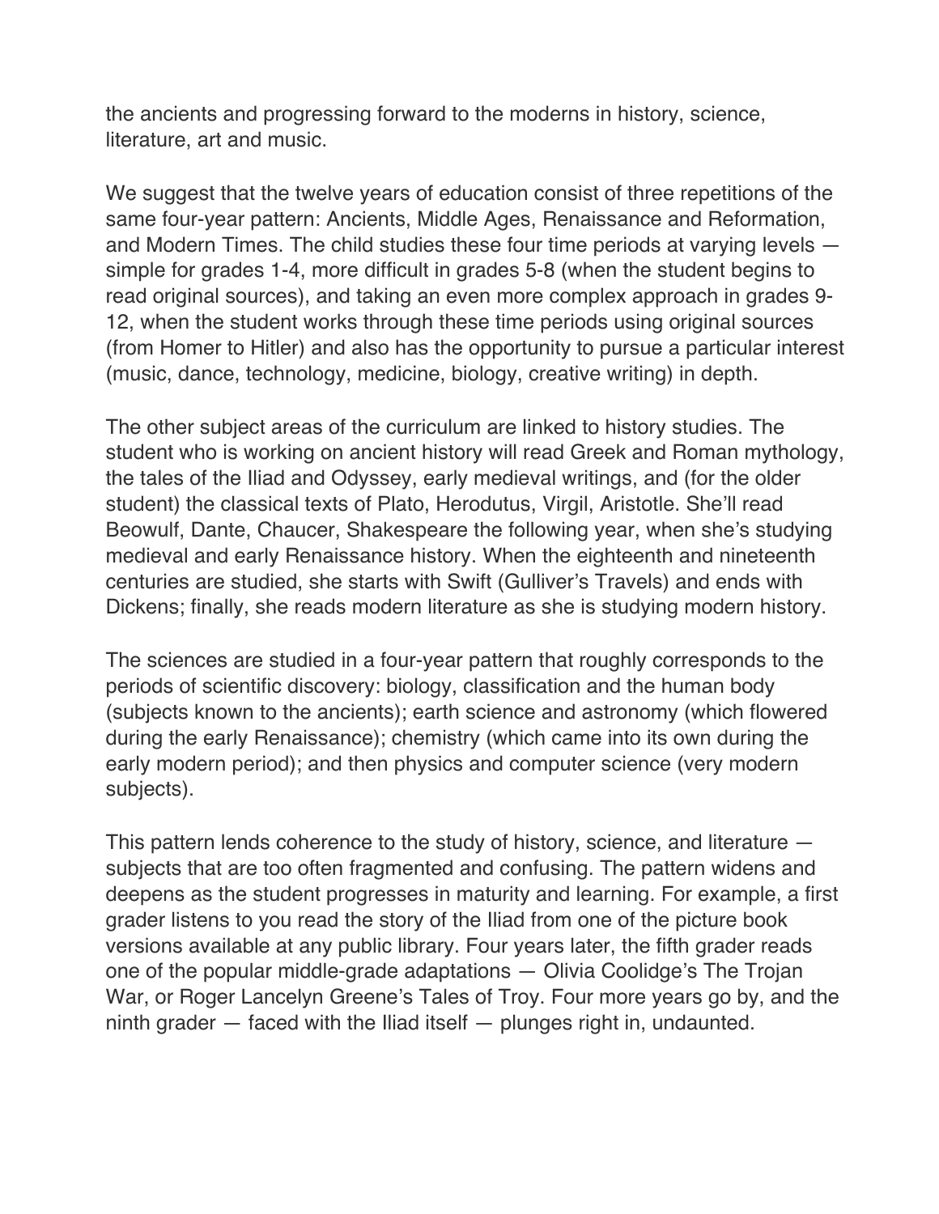the ancients and progressing forward to the moderns in history, science, literature, art and music.

We suggest that the twelve years of education consist of three repetitions of the same four-year pattern: Ancients, Middle Ages, Renaissance and Reformation, and Modern Times. The child studies these four time periods at varying levels — simple for grades 1-4, more difficult in grades 5-8 (when the student begins to read original sources), and taking an even more complex approach in grades 9-12, when the student works through these time periods using original sources (from Homer to Hitler) and also has the opportunity to pursue a particular interest (music, dance, technology, medicine, biology, creative writing) in depth.

The other subject areas of the curriculum are linked to history studies. The student who is working on ancient history will read Greek and Roman mythology, the tales of the Iliad and Odyssey, early medieval writings, and (for the older student) the classical texts of Plato, Herodutus, Virgil, Aristotle. She'll read Beowulf, Dante, Chaucer, Shakespeare the following year, when she's studying medieval and early Renaissance history. When the eighteenth and nineteenth centuries are studied, she starts with Swift (Gulliver's Travels) and ends with Dickens; finally, she reads modern literature as she is studying modern history.

The sciences are studied in a four-year pattern that roughly corresponds to the periods of scientific discovery: biology, classification and the human body (subjects known to the ancients); earth science and astronomy (which flowered during the early Renaissance); chemistry (which came into its own during the early modern period); and then physics and computer science (very modern subjects).

This pattern lends coherence to the study of history, science, and literature — subjects that are too often fragmented and confusing. The pattern widens and deepens as the student progresses in maturity and learning. For example, a first grader listens to you read the story of the Iliad from one of the picture book versions available at any public library. Four years later, the fifth grader reads one of the popular middle-grade adaptations — Olivia Coolidge's The Trojan War, or Roger Lancelyn Greene's Tales of Troy. Four more years go by, and the ninth grader — faced with the Iliad itself — plunges right in, undaunted.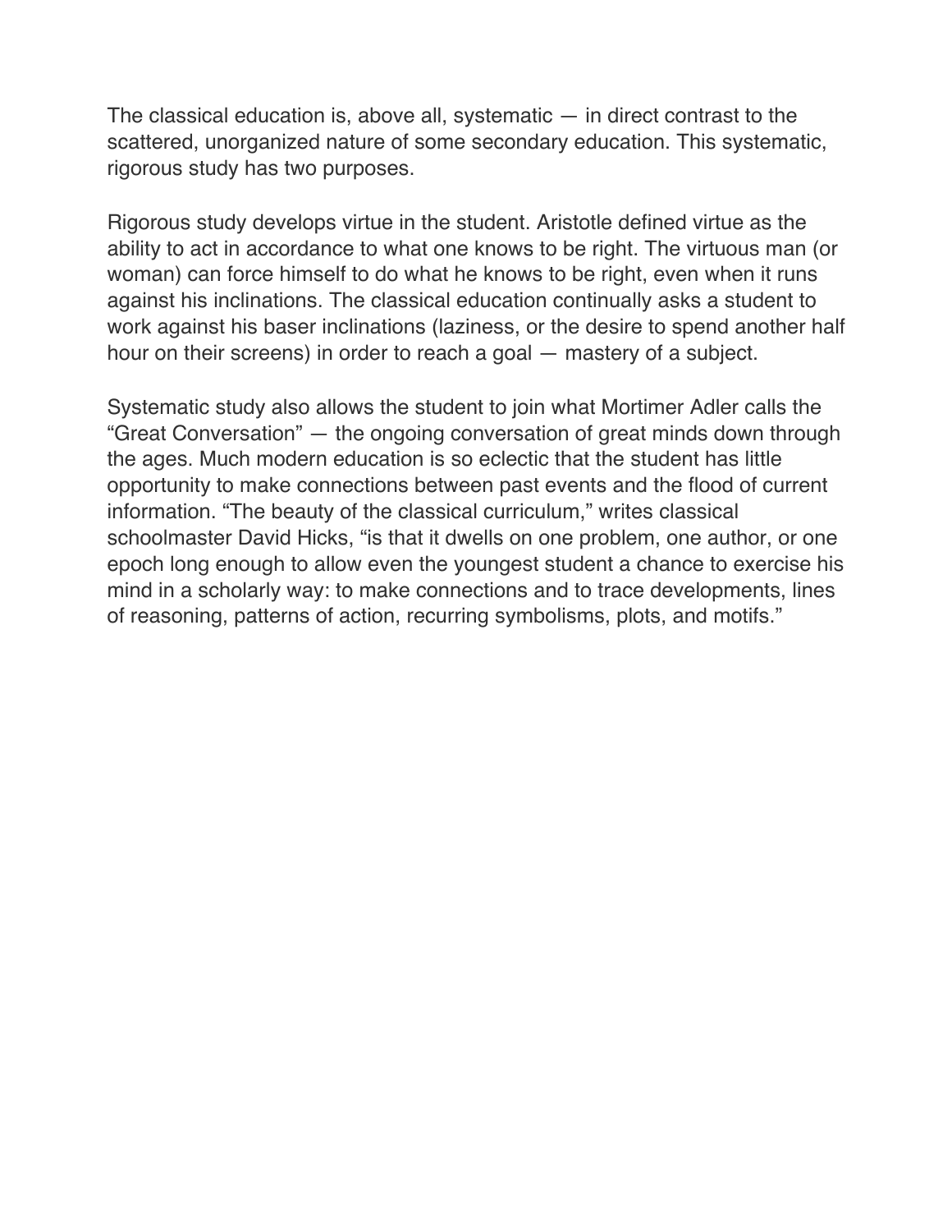The classical education is, above all, systematic — in direct contrast to the scattered, unorganized nature of some secondary education. This systematic, rigorous study has two purposes.

Rigorous study develops virtue in the student. Aristotle defined virtue as the ability to act in accordance to what one knows to be right. The virtuous man (or woman) can force himself to do what he knows to be right, even when it runs against his inclinations. The classical education continually asks a student to work against his baser inclinations (laziness, or the desire to spend another half hour on their screens) in order to reach a goal — mastery of a subject.

Systematic study also allows the student to join what Mortimer Adler calls the "Great Conversation" — the ongoing conversation of great minds down through the ages. Much modern education is so eclectic that the student has little opportunity to make connections between past events and the flood of current information. "The beauty of the classical curriculum," writes classical schoolmaster David Hicks, "is that it dwells on one problem, one author, or one epoch long enough to allow even the youngest student a chance to exercise his mind in a scholarly way: to make connections and to trace developments, lines of reasoning, patterns of action, recurring symbolisms, plots, and motifs."